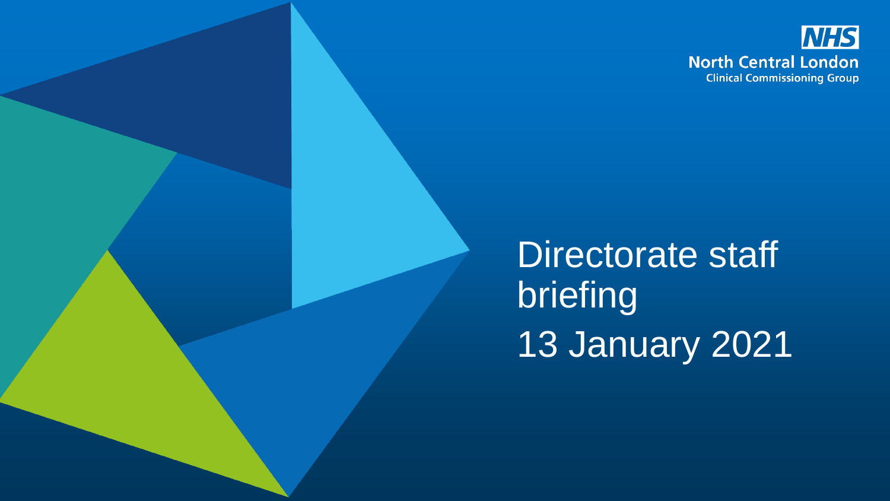NHS

North Central London

Clinical Commissioning Group

# Directorate staff briefing

13 January 2021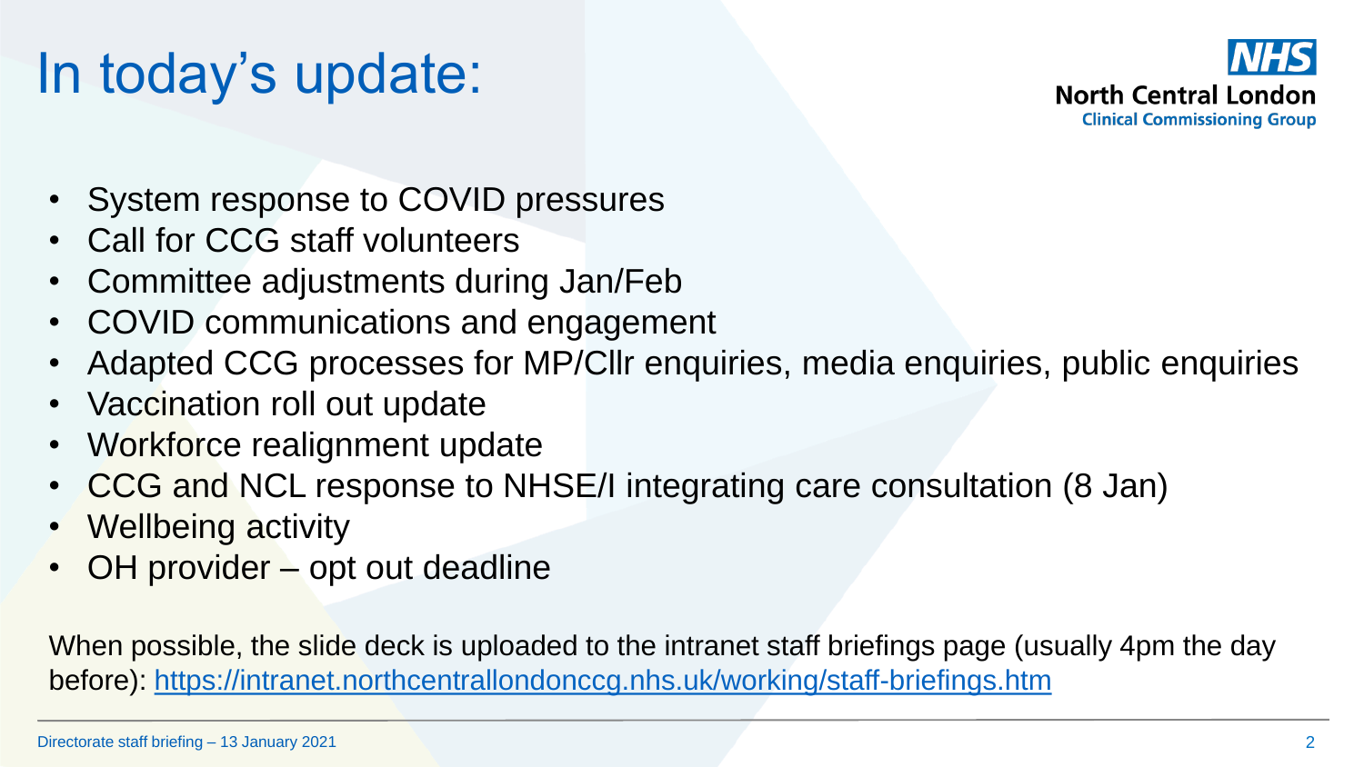# In today's update:

- System response to COVID pressures
- Call for CCG staff volunteers
- Committee adjustments during Jan/Feb
- COVID communications and engagement
- Adapted CCG processes for MP/Cllr enquiries, media enquiries, public enquiries
- Vaccination roll out update
- Workforce realignment update
- CCG and NCL response to NHSE/I integrating care consultation (8 Jan)
- Wellbeing activity
- OH provider – opt out deadline

When possible, the slide deck is uploaded to the intranet staff briefings page (usually 4pm the day before): https://intranet.northcentrallondonccg.nhs.uk/working/staff-briefings.htm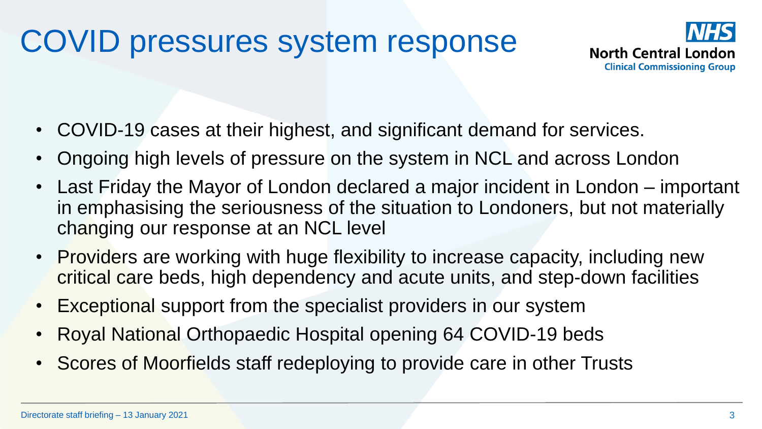# COVID pressures system response

- COVID-19 cases at their highest, and significant demand for services.
- Ongoing high levels of pressure on the system in NCL and across London
- Last Friday the Mayor of London declared a major incident in London – important in emphasising the seriousness of the situation to Londoners, but not materially changing our response at an NCL level
- Providers are working with huge flexibility to increase capacity, including new critical care beds, high dependency and acute units, and step-down facilities
- Exceptional support from the specialist providers in our system
- Royal National Orthopaedic Hospital opening 64 COVID-19 beds
- Scores of Moorfields staff redeploying to provide care in other Trusts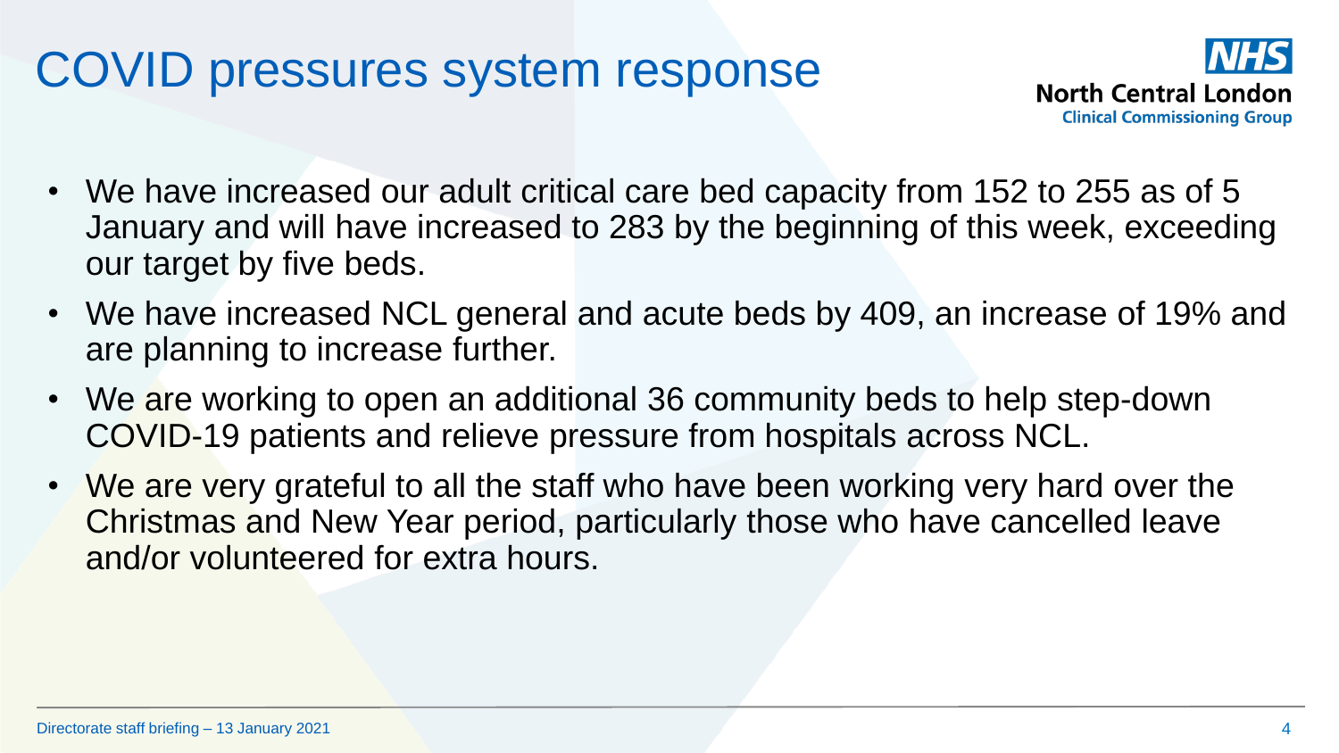# COVID pressures system response

- We have increased our adult critical care bed capacity from 152 to 255 as of 5 January and will have increased to 283 by the beginning of this week, exceeding our target by five beds.
- We have increased NCL general and acute beds by 409, an increase of 19% and are planning to increase further.
- We are working to open an additional 36 community beds to help step-down COVID-19 patients and relieve pressure from hospitals across NCL.
- We are very grateful to all the staff who have been working very hard over the Christmas and New Year period, particularly those who have cancelled leave and/or volunteered for extra hours.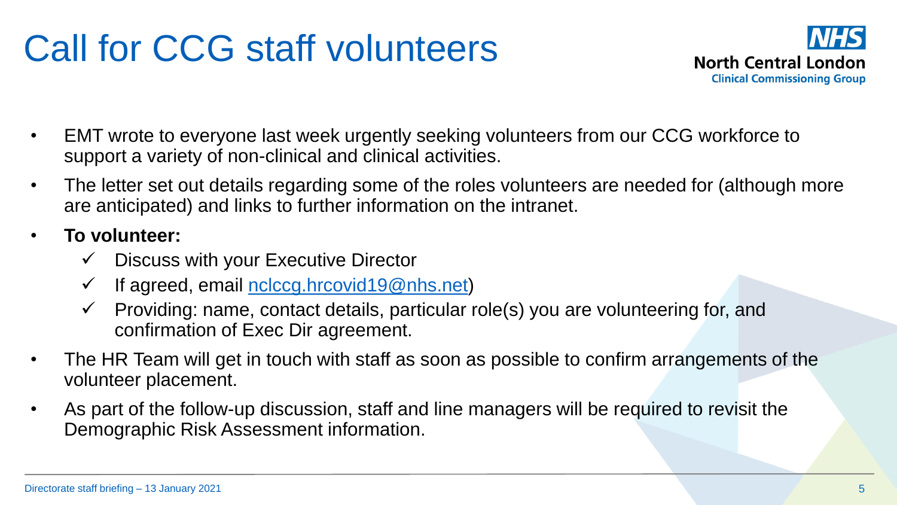# Call for CCG staff volunteers

NHS North Central London Clinical Commissioning Group

- EMT wrote to everyone last week urgently seeking volunteers from our CCG workforce to support a variety of non-clinical and clinical activities.
- The letter set out details regarding some of the roles volunteers are needed for (although more are anticipated) and links to further information on the intranet.
- **To volunteer:**
  - ✓ Discuss with your Executive Director
  - ✓ If agreed, email nclccg.hrcovid19@nhs.net)
  - ✓ Providing: name, contact details, particular role(s) you are volunteering for, and confirmation of Exec Dir agreement.
- The HR Team will get in touch with staff as soon as possible to confirm arrangements of the volunteer placement.
- As part of the follow-up discussion, staff and line managers will be required to revisit the Demographic Risk Assessment information.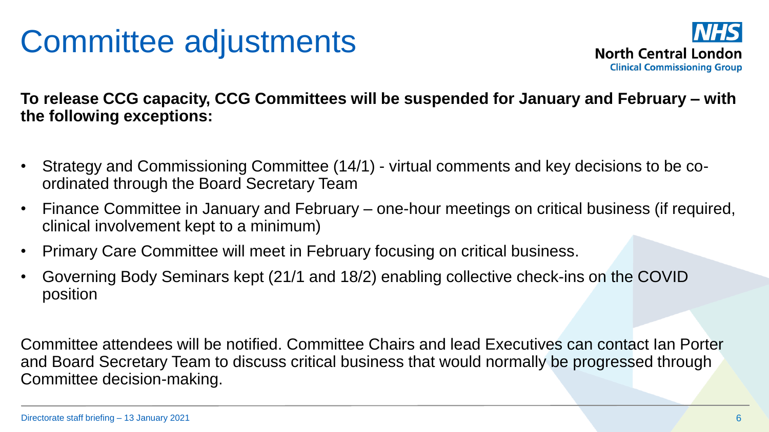# Committee adjustments

**To release CCG capacity, CCG Committees will be suspended for January and February – with the following exceptions:**

- Strategy and Commissioning Committee (14/1) - virtual comments and key decisions to be co-ordinated through the Board Secretary Team
- Finance Committee in January and February – one-hour meetings on critical business (if required, clinical involvement kept to a minimum)
- Primary Care Committee will meet in February focusing on critical business.
- Governing Body Seminars kept (21/1 and 18/2) enabling collective check-ins on the COVID position

Committee attendees will be notified. Committee Chairs and lead Executives can contact Ian Porter and Board Secretary Team to discuss critical business that would normally be progressed through Committee decision-making.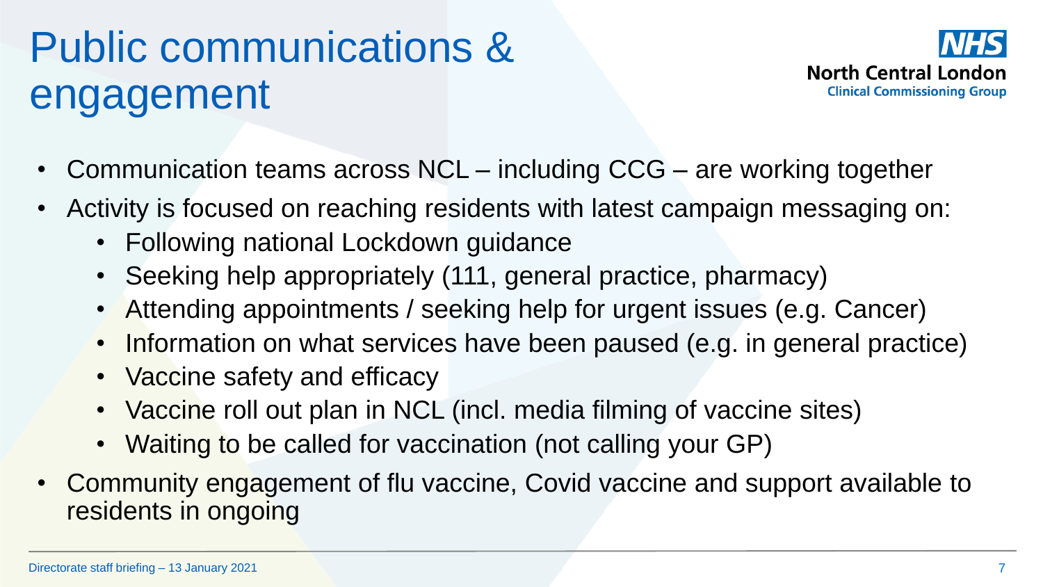# Public communications & engagement

- Communication teams across NCL – including CCG – are working together
- Activity is focused on reaching residents with latest campaign messaging on:
  - Following national Lockdown guidance
  - Seeking help appropriately (111, general practice, pharmacy)
  - Attending appointments / seeking help for urgent issues (e.g. Cancer)
  - Information on what services have been paused (e.g. in general practice)
  - Vaccine safety and efficacy
  - Vaccine roll out plan in NCL (incl. media filming of vaccine sites)
  - Waiting to be called for vaccination (not calling your GP)
- Community engagement of flu vaccine, Covid vaccine and support available to residents in ongoing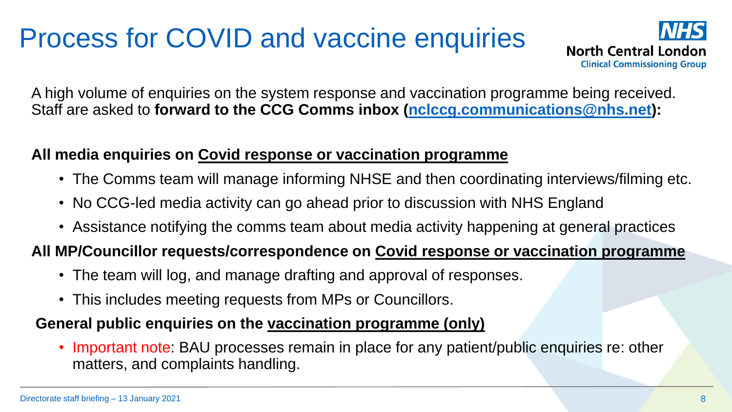# Process for COVID and vaccine enquiries

A high volume of enquiries on the system response and vaccination programme being received. Staff are asked to **forward to the CCG Comms inbox (nclccg.communications@nhs.net):**

**All media enquiries on Covid response or vaccination programme**

- The Comms team will manage informing NHSE and then coordinating interviews/filming etc.
- No CCG-led media activity can go ahead prior to discussion with NHS England
- Assistance notifying the comms team about media activity happening at general practices

**All MP/Councillor requests/correspondence on Covid response or vaccination programme**

- The team will log, and manage drafting and approval of responses.
- This includes meeting requests from MPs or Councillors.

**General public enquiries on the vaccination programme (only)**

- Important note: BAU processes remain in place for any patient/public enquiries re: other matters, and complaints handling.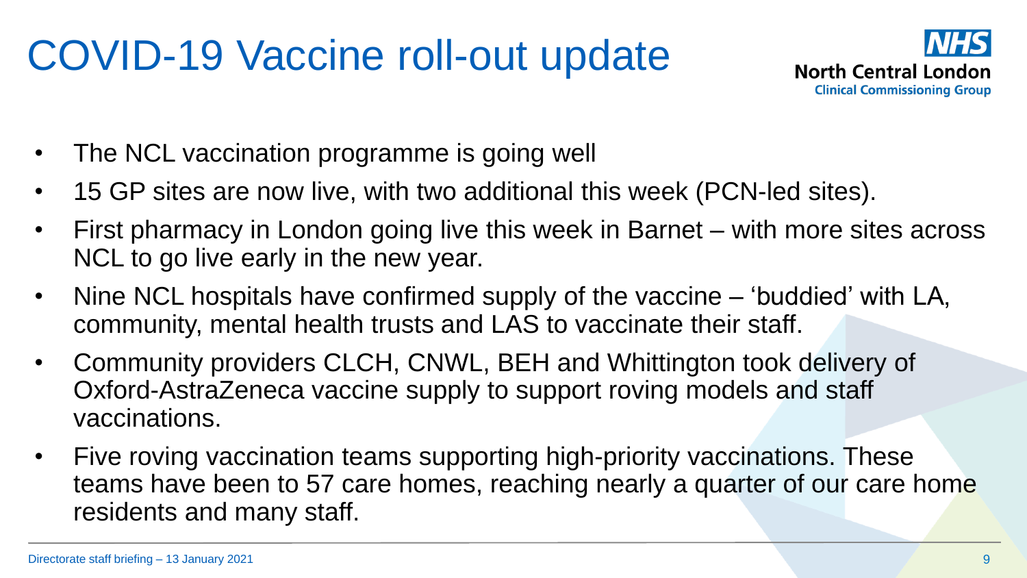# COVID-19 Vaccine roll-out update

- The NCL vaccination programme is going well
- 15 GP sites are now live, with two additional this week (PCN-led sites).
- First pharmacy in London going live this week in Barnet – with more sites across NCL to go live early in the new year.
- Nine NCL hospitals have confirmed supply of the vaccine – 'buddied' with LA, community, mental health trusts and LAS to vaccinate their staff.
- Community providers CLCH, CNWL, BEH and Whittington took delivery of Oxford-AstraZeneca vaccine supply to support roving models and staff vaccinations.
- Five roving vaccination teams supporting high-priority vaccinations. These teams have been to 57 care homes, reaching nearly a quarter of our care home residents and many staff.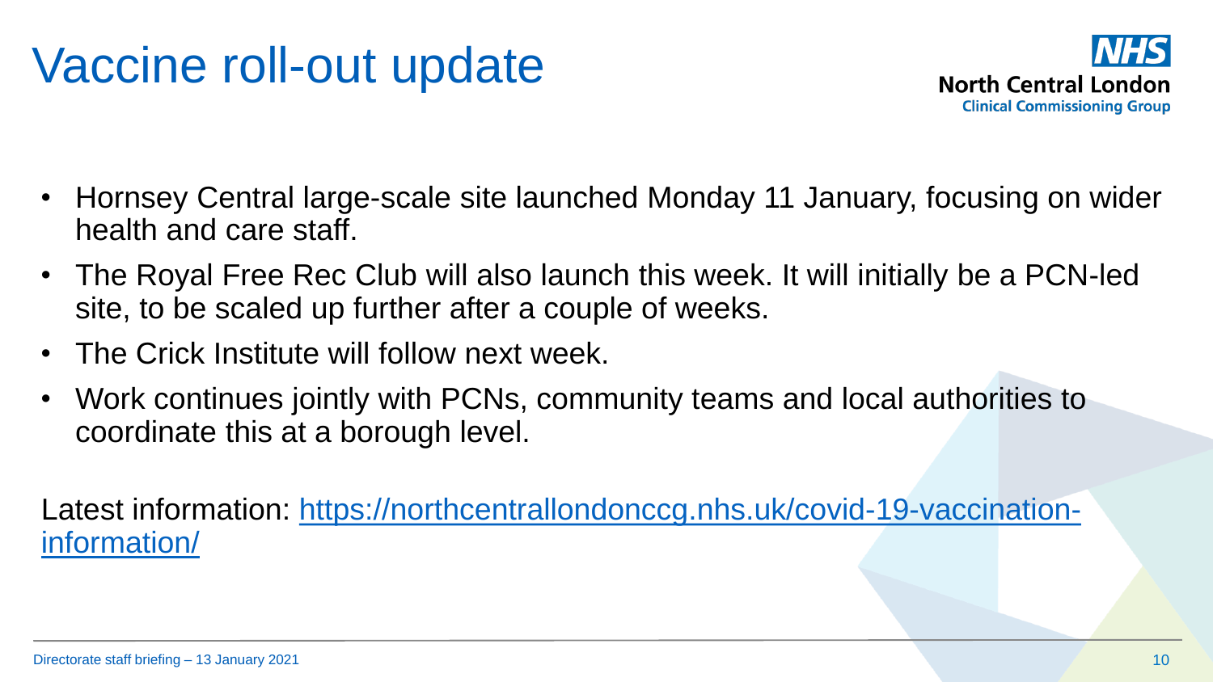# Vaccine roll-out update

NHS North Central London Clinical Commissioning Group

- Hornsey Central large-scale site launched Monday 11 January, focusing on wider health and care staff.
- The Royal Free Rec Club will also launch this week. It will initially be a PCN-led site, to be scaled up further after a couple of weeks.
- The Crick Institute will follow next week.
- Work continues jointly with PCNs, community teams and local authorities to coordinate this at a borough level.

Latest information: [https://northcentrallondonccg.nhs.uk/covid-19-vaccination-information/](https://northcentrallondonccg.nhs.uk/covid-19-vaccination-information/)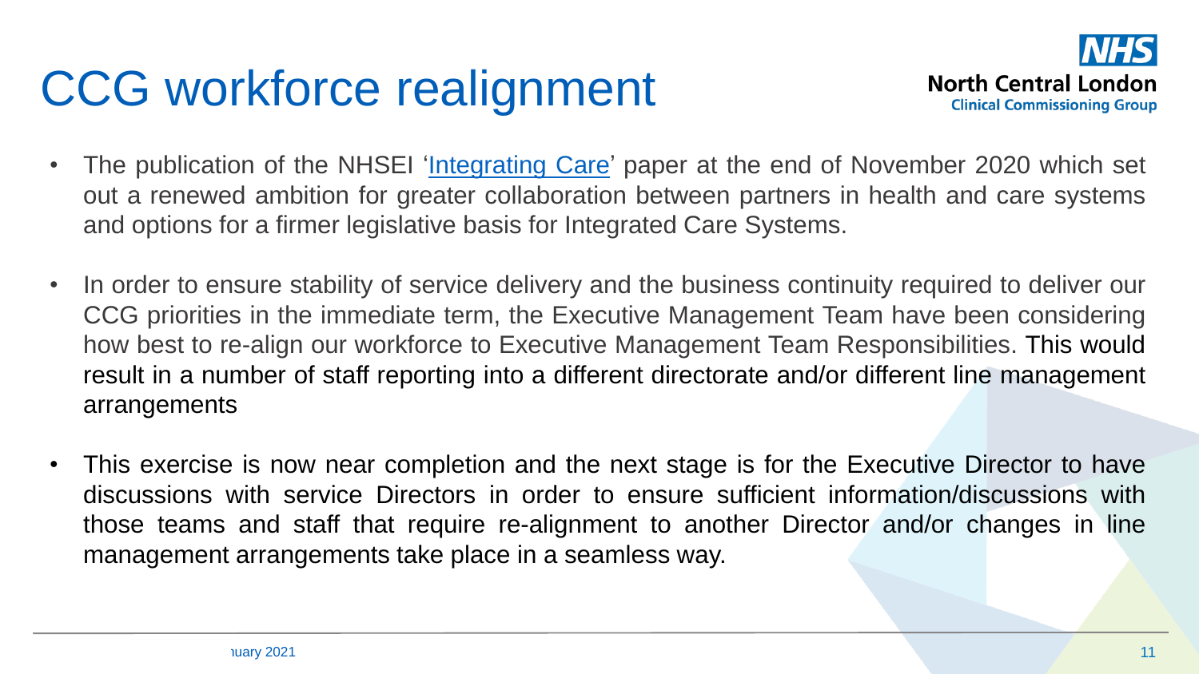# CCG workforce realignment

- The publication of the NHSEI 'Integrating Care' paper at the end of November 2020 which set out a renewed ambition for greater collaboration between partners in health and care systems and options for a firmer legislative basis for Integrated Care Systems.

- In order to ensure stability of service delivery and the business continuity required to deliver our CCG priorities in the immediate term, the Executive Management Team have been considering how best to re-align our workforce to Executive Management Team Responsibilities. This would result in a number of staff reporting into a different directorate and/or different line management arrangements

- This exercise is now near completion and the next stage is for the Executive Director to have discussions with service Directors in order to ensure sufficient information/discussions with those teams and staff that require re-alignment to another Director and/or changes in line management arrangements take place in a seamless way.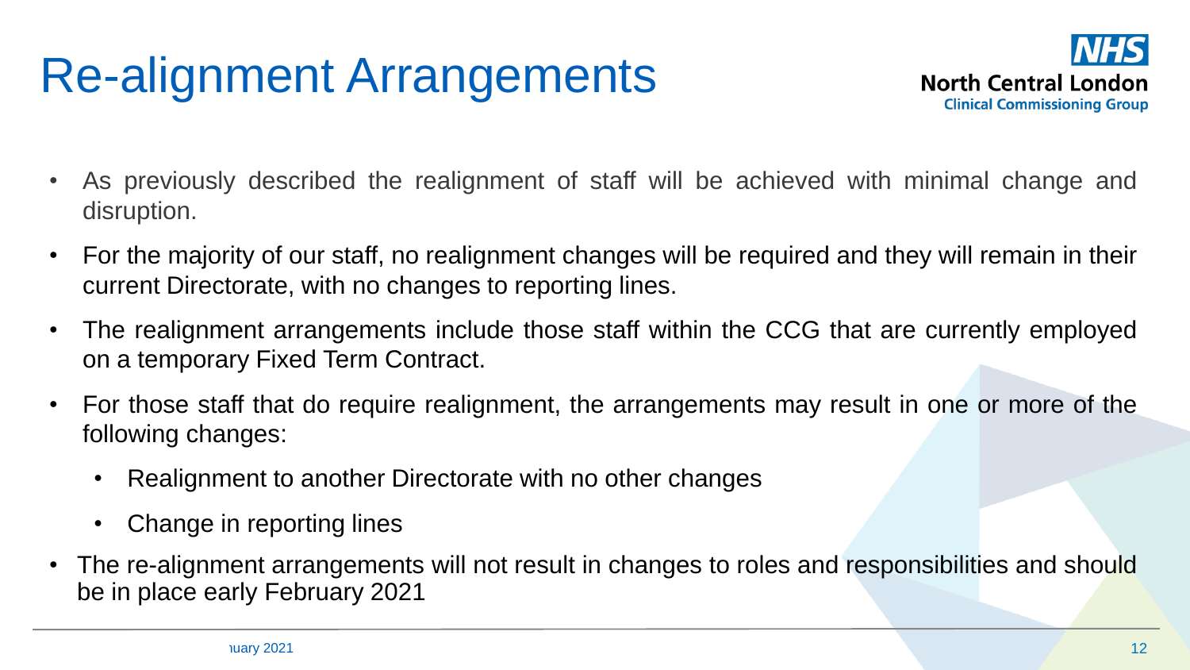# Re-alignment Arrangements

North Central London Clinical Commissioning Group

- As previously described the realignment of staff will be achieved with minimal change and disruption.
- For the majority of our staff, no realignment changes will be required and they will remain in their current Directorate, with no changes to reporting lines.
- The realignment arrangements include those staff within the CCG that are currently employed on a temporary Fixed Term Contract.
- For those staff that do require realignment, the arrangements may result in one or more of the following changes:
  - Realignment to another Directorate with no other changes
  - Change in reporting lines
- The re-alignment arrangements will not result in changes to roles and responsibilities and should be in place early February 2021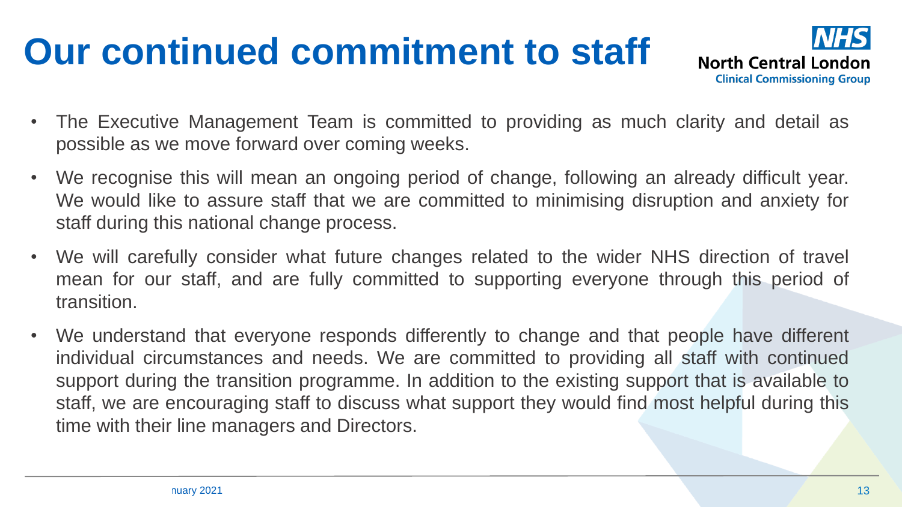# Our continued commitment to staff

- The Executive Management Team is committed to providing as much clarity and detail as possible as we move forward over coming weeks.
- We recognise this will mean an ongoing period of change, following an already difficult year. We would like to assure staff that we are committed to minimising disruption and anxiety for staff during this national change process.
- We will carefully consider what future changes related to the wider NHS direction of travel mean for our staff, and are fully committed to supporting everyone through this period of transition.
- We understand that everyone responds differently to change and that people have different individual circumstances and needs. We are committed to providing all staff with continued support during the transition programme. In addition to the existing support that is available to staff, we are encouraging staff to discuss what support they would find most helpful during this time with their line managers and Directors.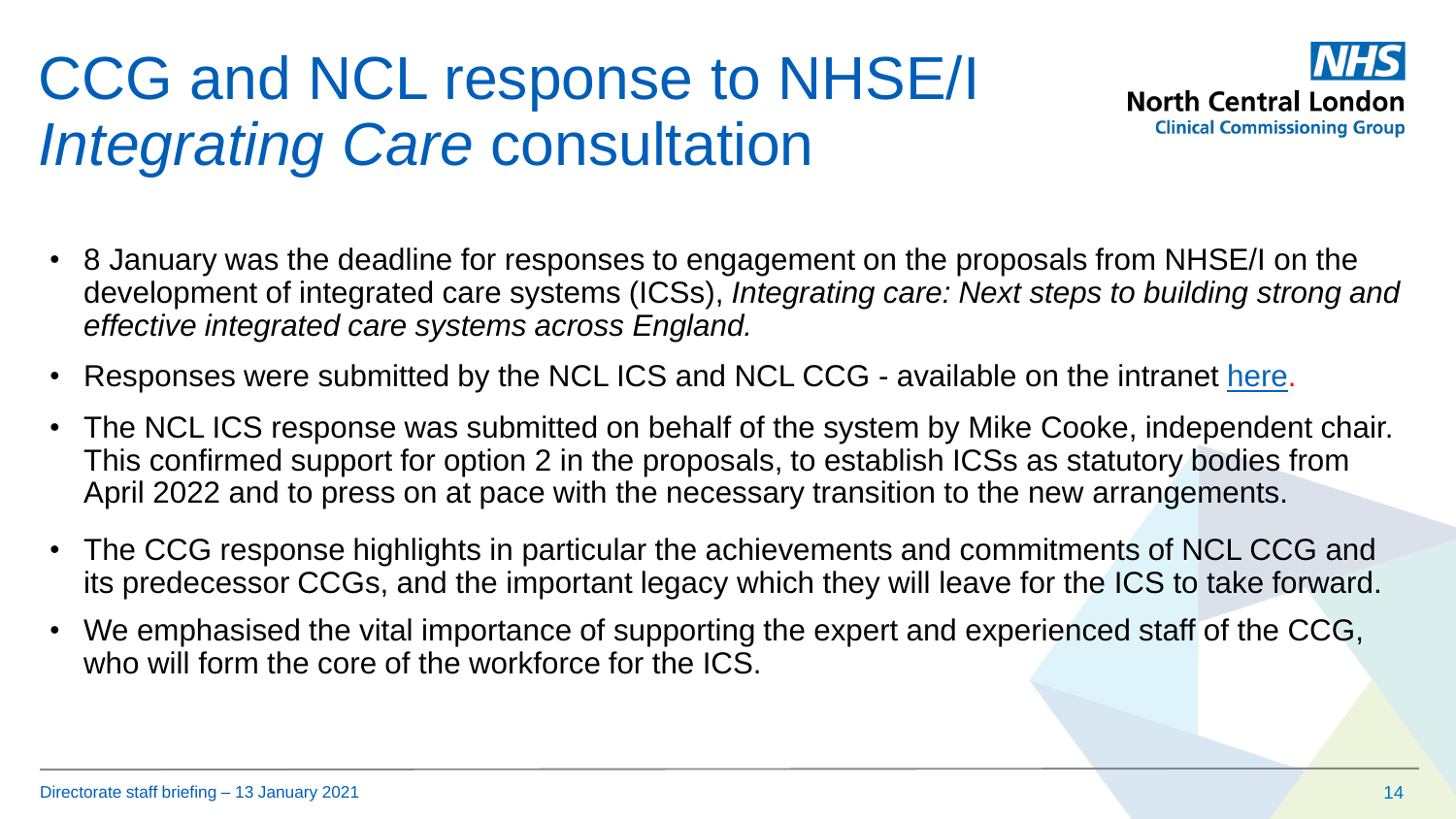# CCG and NCL response to NHSE/I *Integrating Care* consultation

- 8 January was the deadline for responses to engagement on the proposals from NHSE/I on the development of integrated care systems (ICSs), *Integrating care: Next steps to building strong and effective integrated care systems across England.*
- Responses were submitted by the NCL ICS and NCL CCG - available on the intranet here.
- The NCL ICS response was submitted on behalf of the system by Mike Cooke, independent chair. This confirmed support for option 2 in the proposals, to establish ICSs as statutory bodies from April 2022 and to press on at pace with the necessary transition to the new arrangements.
- The CCG response highlights in particular the achievements and commitments of NCL CCG and its predecessor CCGs, and the important legacy which they will leave for the ICS to take forward.
- We emphasised the vital importance of supporting the expert and experienced staff of the CCG, who will form the core of the workforce for the ICS.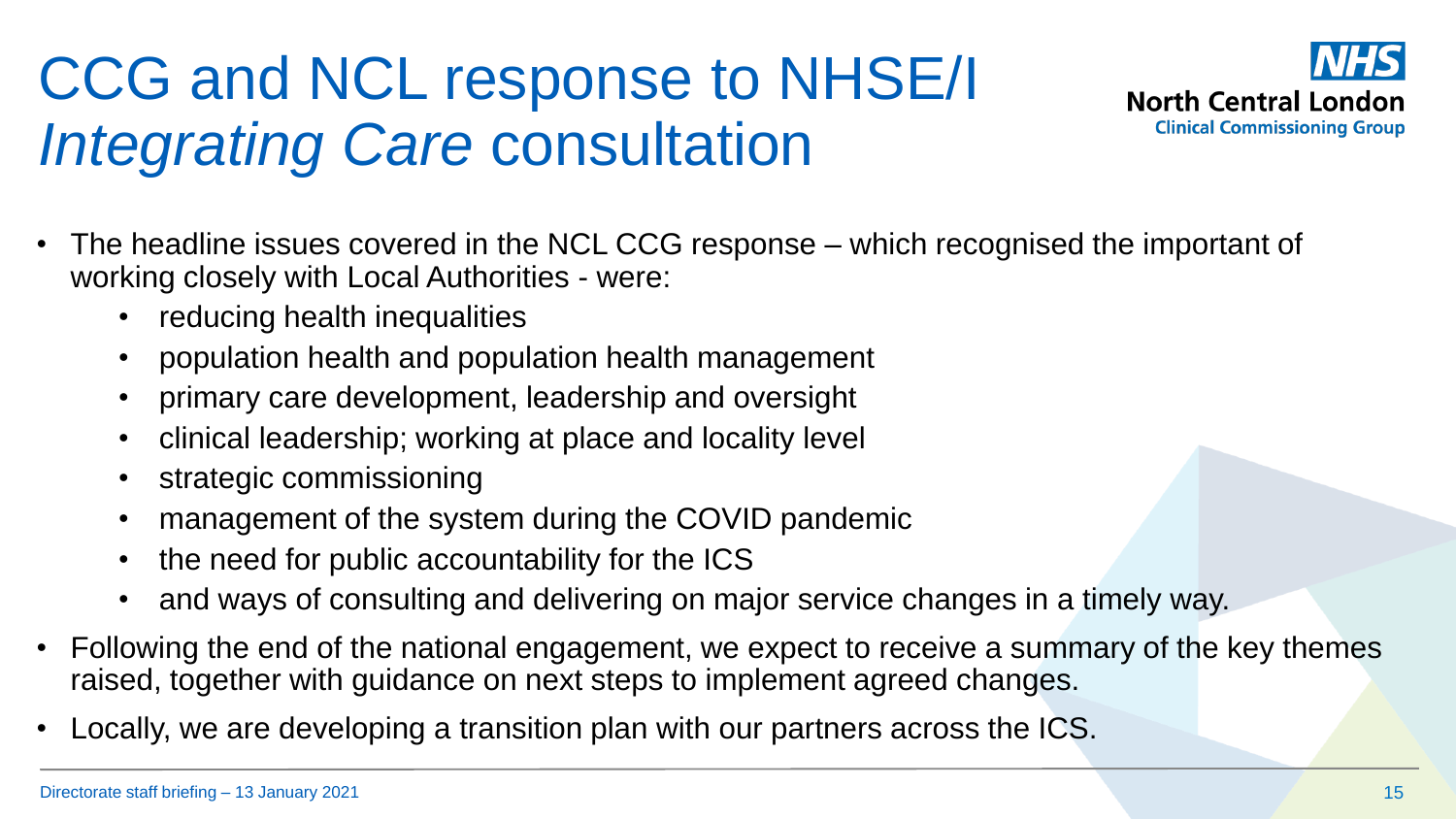# CCG and NCL response to NHSE/I *Integrating Care* consultation

North Central London
Clinical Commissioning Group

- The headline issues covered in the NCL CCG response – which recognised the important of working closely with Local Authorities - were:
  - reducing health inequalities
  - population health and population health management
  - primary care development, leadership and oversight
  - clinical leadership; working at place and locality level
  - strategic commissioning
  - management of the system during the COVID pandemic
  - the need for public accountability for the ICS
  - and ways of consulting and delivering on major service changes in a timely way.
- Following the end of the national engagement, we expect to receive a summary of the key themes raised, together with guidance on next steps to implement agreed changes.
- Locally, we are developing a transition plan with our partners across the ICS.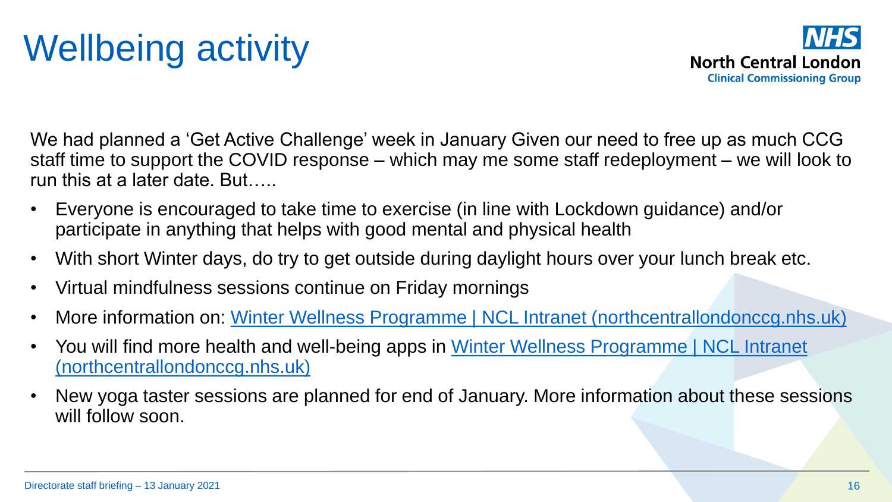# Wellbeing activity

NHS North Central London Clinical Commissioning Group

We had planned a 'Get Active Challenge' week in January Given our need to free up as much CCG staff time to support the COVID response – which may me some staff redeployment – we will look to run this at a later date. But…..

- Everyone is encouraged to take time to exercise (in line with Lockdown guidance) and/or participate in anything that helps with good mental and physical health
- With short Winter days, do try to get outside during daylight hours over your lunch break etc.
- Virtual mindfulness sessions continue on Friday mornings
- More information on: Winter Wellness Programme | NCL Intranet (northcentrallondonccg.nhs.uk)
- You will find more health and well-being apps in Winter Wellness Programme | NCL Intranet (northcentrallondonccg.nhs.uk)
- New yoga taster sessions are planned for end of January. More information about these sessions will follow soon.

Directorate staff briefing – 13 January 2021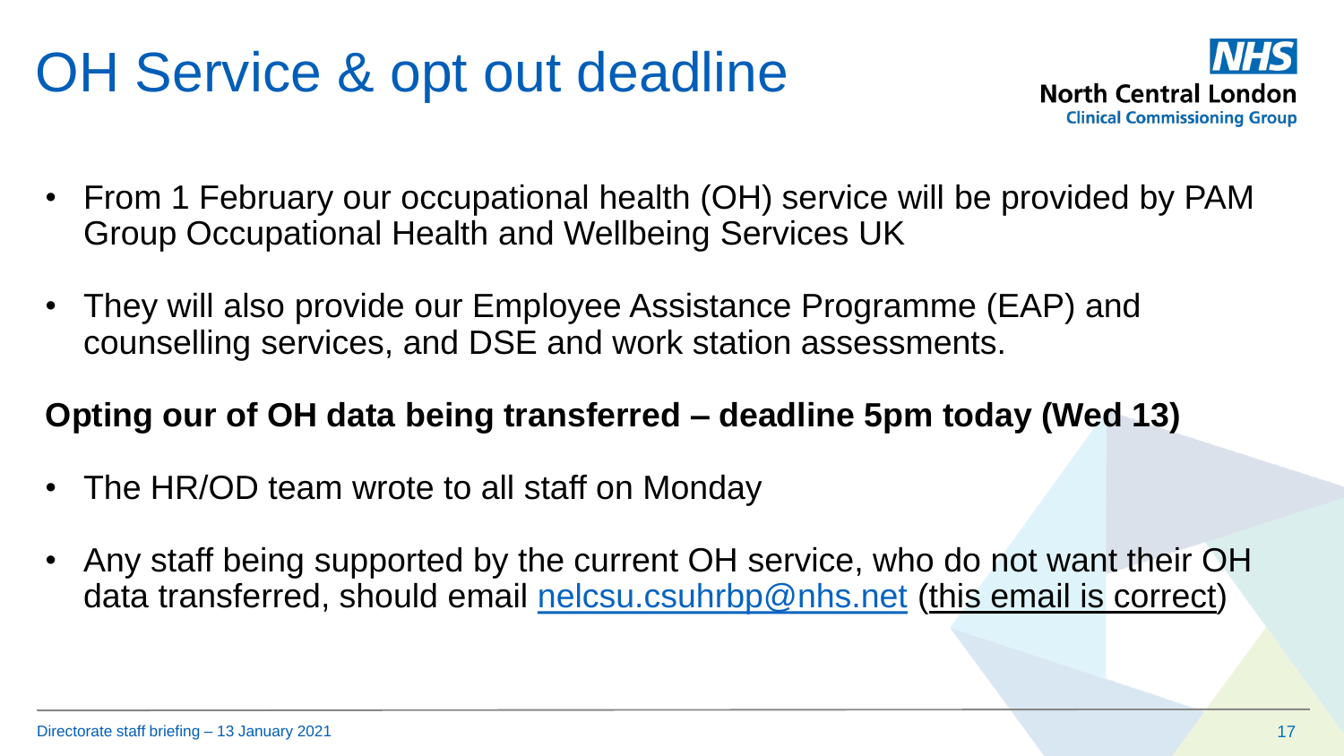# OH Service & opt out deadline

- From 1 February our occupational health (OH) service will be provided by PAM Group Occupational Health and Wellbeing Services UK
- They will also provide our Employee Assistance Programme (EAP) and counselling services, and DSE and work station assessments.

**Opting our of OH data being transferred – deadline 5pm today (Wed 13)**

- The HR/OD team wrote to all staff on Monday
- Any staff being supported by the current OH service, who do not want their OH data transferred, should email nelcsu.csuhrbp@nhs.net (this email is correct)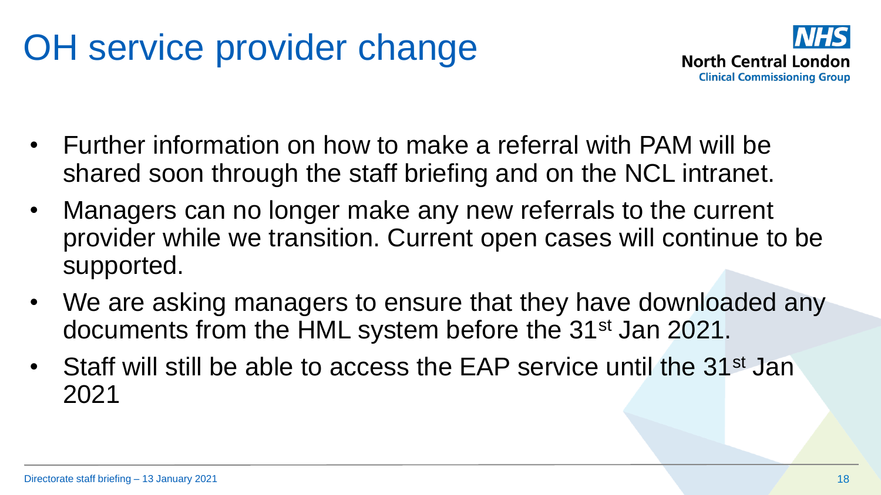# OH service provider change

- Further information on how to make a referral with PAM will be shared soon through the staff briefing and on the NCL intranet.
- Managers can no longer make any new referrals to the current provider while we transition. Current open cases will continue to be supported.
- We are asking managers to ensure that they have downloaded any documents from the HML system before the 31st Jan 2021.
- Staff will still be able to access the EAP service until the 31st Jan 2021